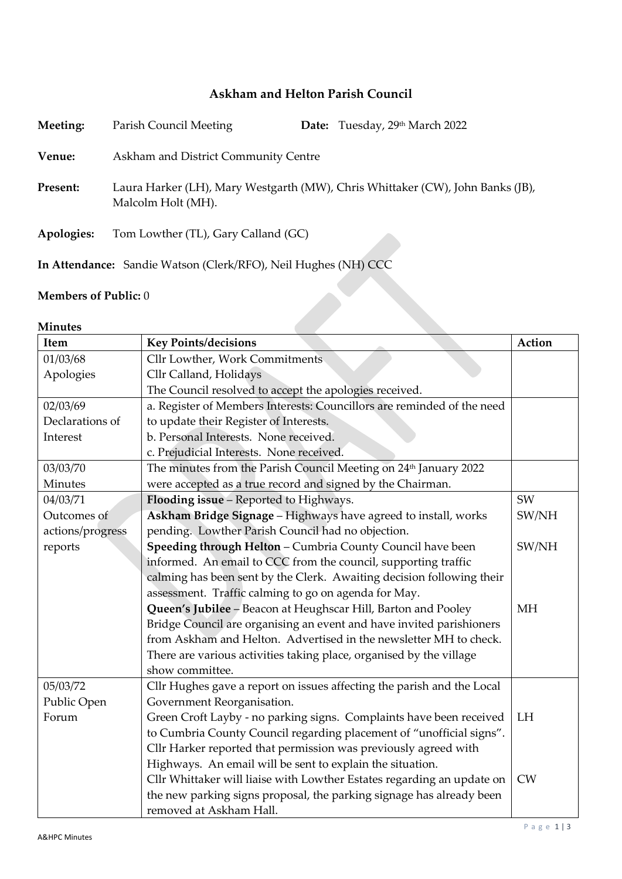# Askham and Helton Parish Council

**Meeting:** Parish Council Meeting **Date:** Tuesday, 29th March 2022

**Venue:** Askham and District Community Centre

**Present:** Laura Harker (LH), Mary Westgarth (MW), Chris Whittaker (CW), John Banks (JB), Malcolm Holt (MH).

**Apologies:** Tom Lowther (TL), Gary Calland (GC)

**In Attendance:** Sandie Watson (Clerk/RFO), Neil Hughes (NH) CCC

**Members of Public:** 0

**Minutes**

| Item | Key Points/decisions | Action |
|---|---|---|
| 01/03/68 Apologies | Cllr Lowther, Work Commitments<br>Cllr Calland, Holidays<br>The Council resolved to accept the apologies received. | |
| 02/03/69 Declarations of Interest | a. Register of Members Interests: Councillors are reminded of the need to update their Register of Interests.<br>b. Personal Interests. None received.<br>c. Prejudicial Interests. None received. | |
| 03/03/70 Minutes | The minutes from the Parish Council Meeting on 24th January 2022 were accepted as a true record and signed by the Chairman. | |
| 04/03/71 Outcomes of actions/progress reports | **Flooding issue** – Reported to Highways.<br>**Askham Bridge Signage** – Highways have agreed to install, works pending. Lowther Parish Council had no objection.<br>**Speeding through Helton** – Cumbria County Council have been informed. An email to CCC from the council, supporting traffic calming has been sent by the Clerk. Awaiting decision following their assessment. Traffic calming to go on agenda for May.<br>**Queen's Jubilee** – Beacon at Heughscar Hill, Barton and Pooley Bridge Council are organising an event and have invited parishioners from Askham and Helton. Advertised in the newsletter MH to check. There are various activities taking place, organised by the village show committee. | SW<br>SW/NH<br><br>SW/NH<br><br><br><br>MH |
| 05/03/72 Public Open Forum | Cllr Hughes gave a report on issues affecting the parish and the Local Government Reorganisation.<br>Green Croft Layby - no parking signs. Complaints have been received to Cumbria County Council regarding placement of "unofficial signs". Cllr Harker reported that permission was previously agreed with Highways. An email will be sent to explain the situation.<br>Cllr Whittaker will liaise with Lowther Estates regarding an update on the new parking signs proposal, the parking signage has already been removed at Askham Hall. | <br><br>LH<br><br><br><br>CW |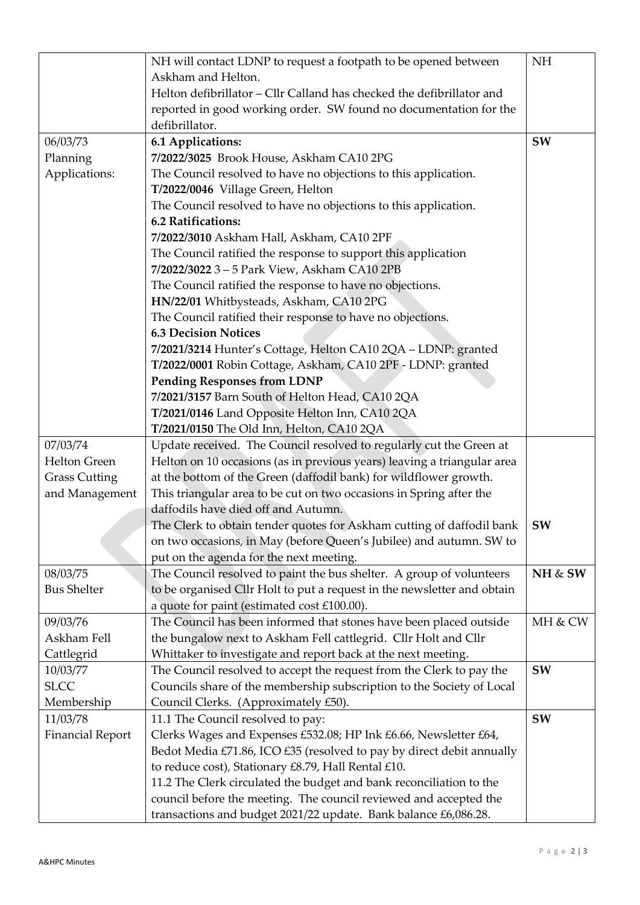| | | |
|---|---|---|
| | NH will contact LDNP to request a footpath to be opened between Askham and Helton.<br>Helton defibrillator – Cllr Calland has checked the defibrillator and reported in good working order. SW found no documentation for the defibrillator. | NH |
| 06/03/73<br>Planning Applications: | **6.1 Applications:**<br>**7/2022/3025** Brook House, Askham CA10 2PG<br>The Council resolved to have no objections to this application.<br>**T/2022/0046** Village Green, Helton<br>The Council resolved to have no objections to this application.<br>**6.2 Ratifications:**<br>**7/2022/3010** Askham Hall, Askham, CA10 2PF<br>The Council ratified the response to support this application<br>**7/2022/3022** 3 – 5 Park View, Askham CA10 2PB<br>The Council ratified the response to have no objections.<br>**HN/22/01** Whitbysteads, Askham, CA10 2PG<br>The Council ratified their response to have no objections.<br>**6.3 Decision Notices**<br>**7/2021/3214** Hunter's Cottage, Helton CA10 2QA – LDNP: granted<br>**T/2022/0001** Robin Cottage, Askham, CA10 2PF - LDNP: granted<br>**Pending Responses from LDNP**<br>**7/2021/3157** Barn South of Helton Head, CA10 2QA<br>**T/2021/0146** Land Opposite Helton Inn, CA10 2QA<br>**T/2021/0150** The Old Inn, Helton, CA10 2QA | **SW** |
| 07/03/74<br>Helton Green Grass Cutting and Management | Update received. The Council resolved to regularly cut the Green at Helton on 10 occasions (as in previous years) leaving a triangular area at the bottom of the Green (daffodil bank) for wildflower growth. This triangular area to be cut on two occasions in Spring after the daffodils have died off and Autumn.<br>The Clerk to obtain tender quotes for Askham cutting of daffodil bank on two occasions, in May (before Queen's Jubilee) and autumn. SW to put on the agenda for the next meeting. | **SW** |
| 08/03/75<br>Bus Shelter | The Council resolved to paint the bus shelter. A group of volunteers to be organised Cllr Holt to put a request in the newsletter and obtain a quote for paint (estimated cost £100.00). | **NH & SW** |
| 09/03/76<br>Askham Fell Cattlegrid | The Council has been informed that stones have been placed outside the bungalow next to Askham Fell cattlegrid. Cllr Holt and Cllr Whittaker to investigate and report back at the next meeting. | MH & CW |
| 10/03/77<br>SLCC Membership | The Council resolved to accept the request from the Clerk to pay the Councils share of the membership subscription to the Society of Local Council Clerks. (Approximately £50). | **SW** |
| 11/03/78<br>Financial Report | 11.1 The Council resolved to pay:<br>Clerks Wages and Expenses £532.08; HP Ink £6.66, Newsletter £64, Bedot Media £71.86, ICO £35 (resolved to pay by direct debit annually to reduce cost), Stationary £8.79, Hall Rental £10.<br>11.2 The Clerk circulated the budget and bank reconciliation to the council before the meeting. The council reviewed and accepted the transactions and budget 2021/22 update. Bank balance £6,086.28. | **SW** |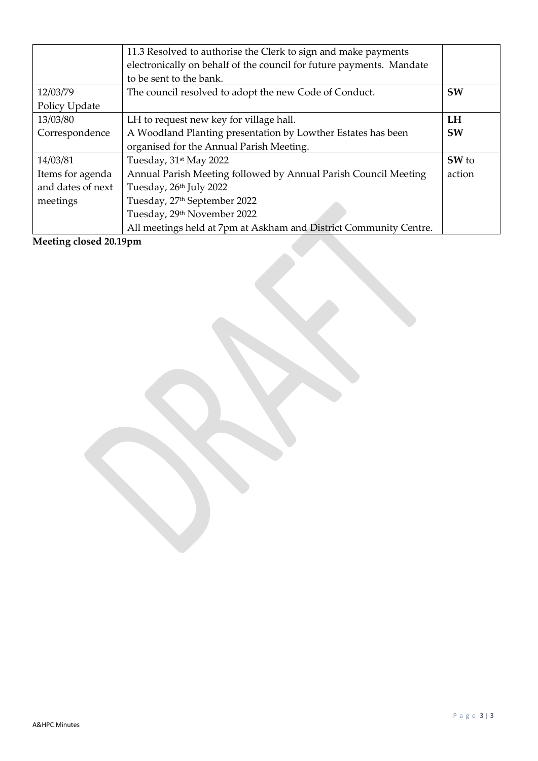| | | |
|---|---|---|
| | 11.3 Resolved to authorise the Clerk to sign and make payments electronically on behalf of the council for future payments. Mandate to be sent to the bank. | |
| 12/03/79 Policy Update | The council resolved to adopt the new Code of Conduct. | **SW** |
| 13/03/80 Correspondence | LH to request new key for village hall.<br>A Woodland Planting presentation by Lowther Estates has been organised for the Annual Parish Meeting. | **LH**<br>**SW** |
| 14/03/81 Items for agenda and dates of next meetings | Tuesday, 31st May 2022<br>Annual Parish Meeting followed by Annual Parish Council Meeting<br>Tuesday, 26th July 2022<br>Tuesday, 27th September 2022<br>Tuesday, 29th November 2022<br>All meetings held at 7pm at Askham and District Community Centre. | **SW** to action |

**Meeting closed 20.19pm**

DRAFT